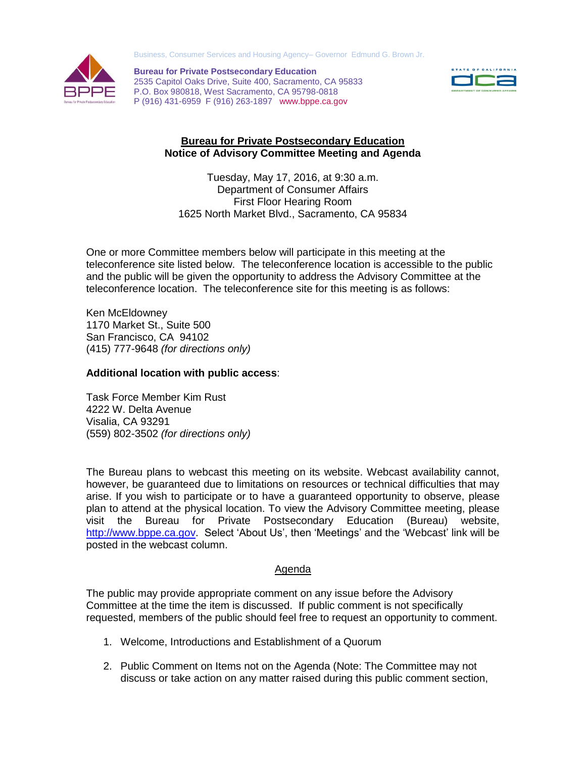Business, Consumer Services and Housing Agency– Governor Edmund G. Brown Jr.

**Bureau for Private Postsecondary Education**
2535 Capitol Oaks Drive, Suite 400, Sacramento, CA 95833
P.O. Box 980818, West Sacramento, CA 95798-0818
P (916) 431-6959 F (916) 263-1897 www.bppe.ca.gov

# Bureau for Private Postsecondary Education
## Notice of Advisory Committee Meeting and Agenda

Tuesday, May 17, 2016, at 9:30 a.m.
Department of Consumer Affairs
First Floor Hearing Room
1625 North Market Blvd., Sacramento, CA 95834

One or more Committee members below will participate in this meeting at the teleconference site listed below. The teleconference location is accessible to the public and the public will be given the opportunity to address the Advisory Committee at the teleconference location. The teleconference site for this meeting is as follows:

Ken McEldowney
1170 Market St., Suite 500
San Francisco, CA 94102
(415) 777-9648 *(for directions only)*

**Additional location with public access**:

Task Force Member Kim Rust
4222 W. Delta Avenue
Visalia, CA 93291
(559) 802-3502 *(for directions only)*

The Bureau plans to webcast this meeting on its website. Webcast availability cannot, however, be guaranteed due to limitations on resources or technical difficulties that may arise. If you wish to participate or to have a guaranteed opportunity to observe, please plan to attend at the physical location. To view the Advisory Committee meeting, please visit the Bureau for Private Postsecondary Education (Bureau) website, http://www.bppe.ca.gov. Select 'About Us', then 'Meetings' and the 'Webcast' link will be posted in the webcast column.

## Agenda

The public may provide appropriate comment on any issue before the Advisory Committee at the time the item is discussed. If public comment is not specifically requested, members of the public should feel free to request an opportunity to comment.

1. Welcome, Introductions and Establishment of a Quorum

2. Public Comment on Items not on the Agenda (Note: The Committee may not discuss or take action on any matter raised during this public comment section,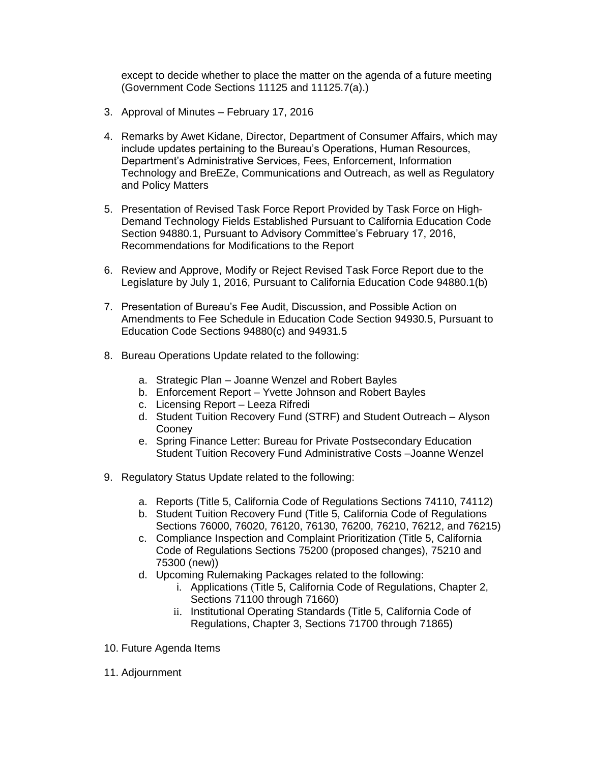except to decide whether to place the matter on the agenda of a future meeting (Government Code Sections 11125 and 11125.7(a).)

3. Approval of Minutes – February 17, 2016

4. Remarks by Awet Kidane, Director, Department of Consumer Affairs, which may include updates pertaining to the Bureau's Operations, Human Resources, Department's Administrative Services, Fees, Enforcement, Information Technology and BreEZe, Communications and Outreach, as well as Regulatory and Policy Matters

5. Presentation of Revised Task Force Report Provided by Task Force on High-Demand Technology Fields Established Pursuant to California Education Code Section 94880.1, Pursuant to Advisory Committee's February 17, 2016, Recommendations for Modifications to the Report

6. Review and Approve, Modify or Reject Revised Task Force Report due to the Legislature by July 1, 2016, Pursuant to California Education Code 94880.1(b)

7. Presentation of Bureau's Fee Audit, Discussion, and Possible Action on Amendments to Fee Schedule in Education Code Section 94930.5, Pursuant to Education Code Sections 94880(c) and 94931.5

8. Bureau Operations Update related to the following:

   a. Strategic Plan – Joanne Wenzel and Robert Bayles
   b. Enforcement Report – Yvette Johnson and Robert Bayles
   c. Licensing Report – Leeza Rifredi
   d. Student Tuition Recovery Fund (STRF) and Student Outreach – Alyson Cooney
   e. Spring Finance Letter: Bureau for Private Postsecondary Education Student Tuition Recovery Fund Administrative Costs –Joanne Wenzel

9. Regulatory Status Update related to the following:

   a. Reports (Title 5, California Code of Regulations Sections 74110, 74112)
   b. Student Tuition Recovery Fund (Title 5, California Code of Regulations Sections 76000, 76020, 76120, 76130, 76200, 76210, 76212, and 76215)
   c. Compliance Inspection and Complaint Prioritization (Title 5, California Code of Regulations Sections 75200 (proposed changes), 75210 and 75300 (new))
   d. Upcoming Rulemaking Packages related to the following:
      i. Applications (Title 5, California Code of Regulations, Chapter 2, Sections 71100 through 71660)
      ii. Institutional Operating Standards (Title 5, California Code of Regulations, Chapter 3, Sections 71700 through 71865)

10. Future Agenda Items

11. Adjournment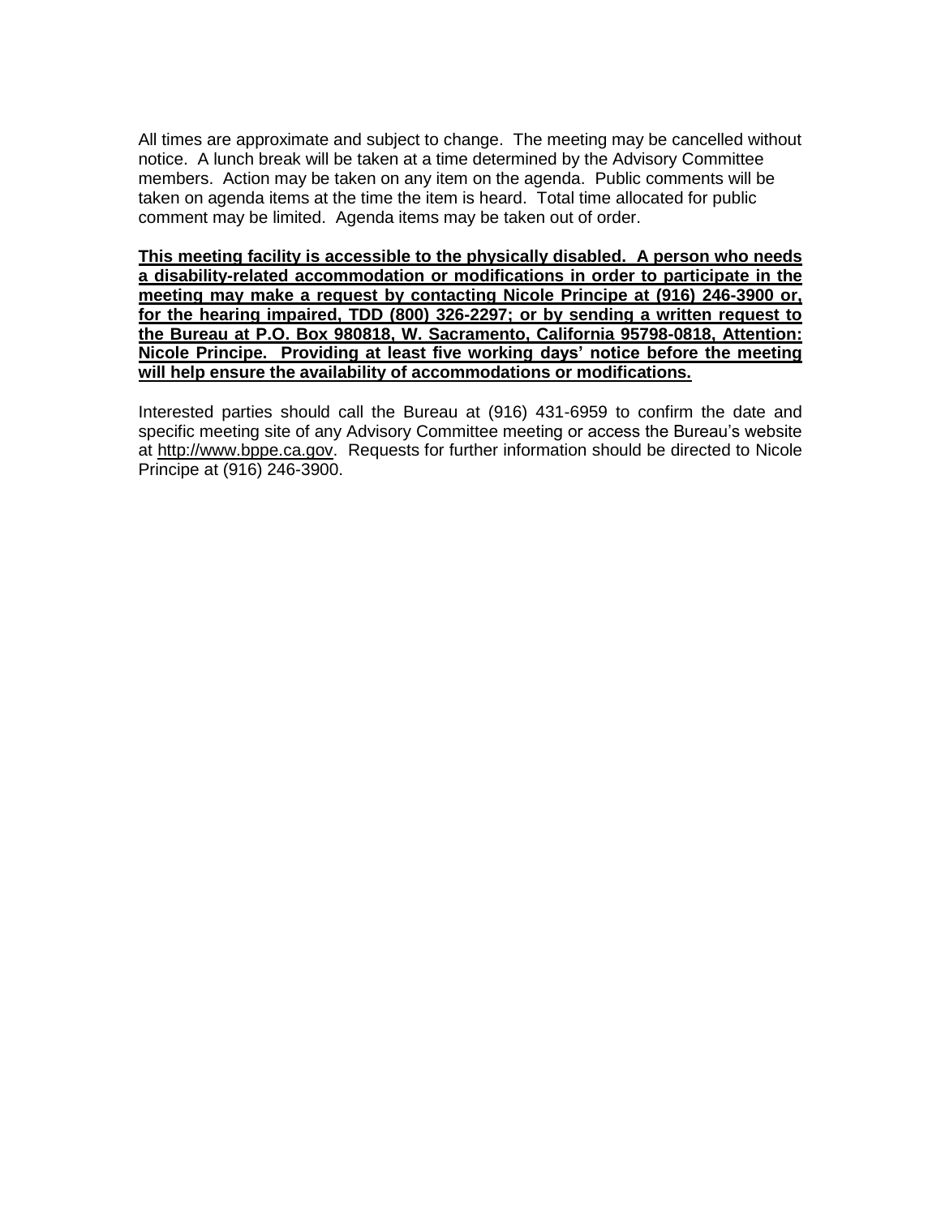All times are approximate and subject to change. The meeting may be cancelled without notice. A lunch break will be taken at a time determined by the Advisory Committee members. Action may be taken on any item on the agenda. Public comments will be taken on agenda items at the time the item is heard. Total time allocated for public comment may be limited. Agenda items may be taken out of order.

**<u>This meeting facility is accessible to the physically disabled. A person who needs a disability-related accommodation or modifications in order to participate in the meeting may make a request by contacting Nicole Principe at (916) 246-3900 or, for the hearing impaired, TDD (800) 326-2297; or by sending a written request to the Bureau at P.O. Box 980818, W. Sacramento, California 95798-0818, Attention: Nicole Principe. Providing at least five working days' notice before the meeting will help ensure the availability of accommodations or modifications.</u>**

Interested parties should call the Bureau at (916) 431-6959 to confirm the date and specific meeting site of any Advisory Committee meeting or access the Bureau's website at http://www.bppe.ca.gov. Requests for further information should be directed to Nicole Principe at (916) 246-3900.